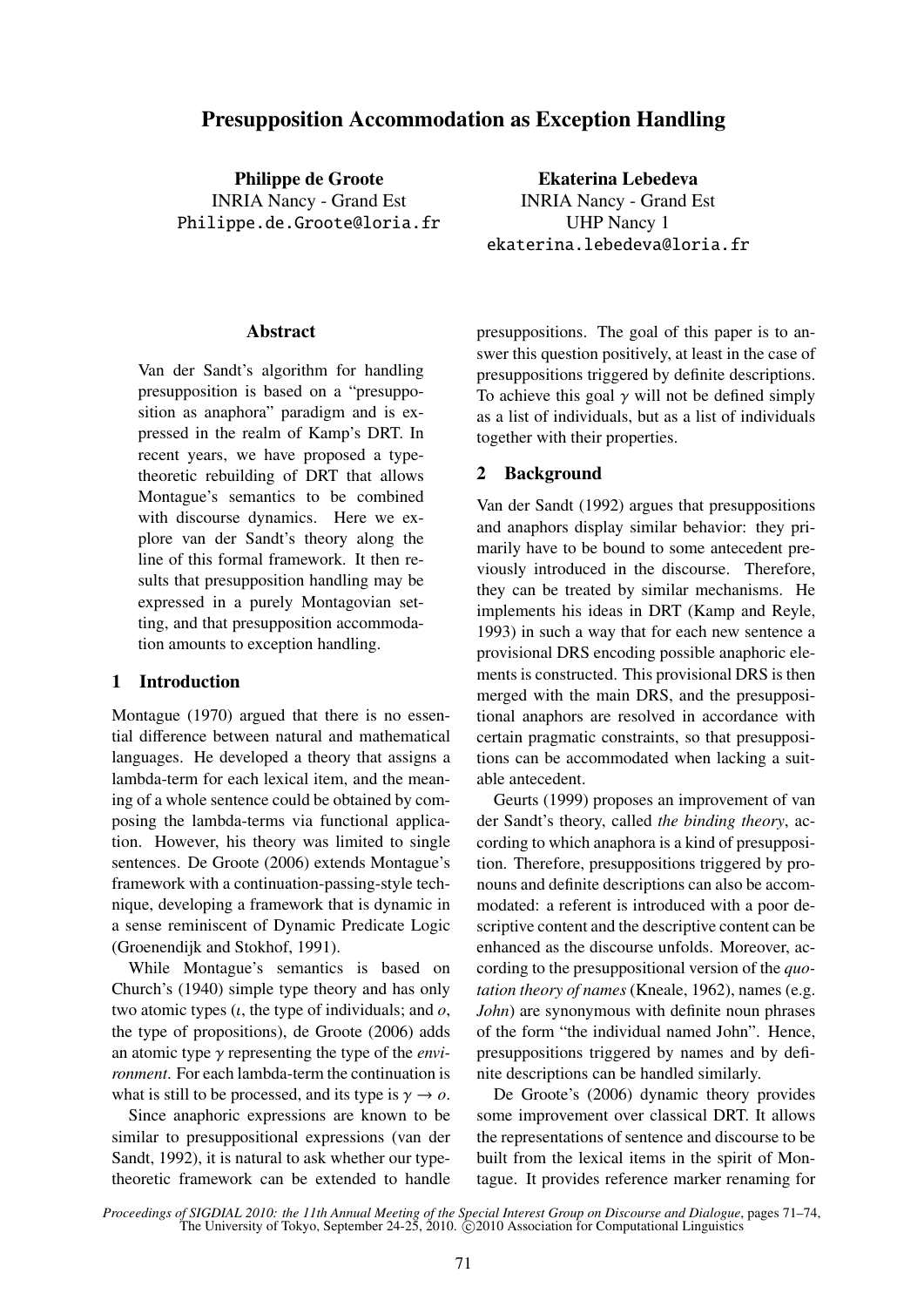# Presupposition Accommodation as Exception Handling

**Philippe de Groote**
INRIA Nancy - Grand Est
Philippe.de.Groote@loria.fr

**Ekaterina Lebedeva**
INRIA Nancy - Grand Est
UHP Nancy 1
ekaterina.lebedeva@loria.fr

## Abstract

Van der Sandt's algorithm for handling presupposition is based on a "presupposition as anaphora" paradigm and is expressed in the realm of Kamp's DRT. In recent years, we have proposed a type-theoretic rebuilding of DRT that allows Montague's semantics to be combined with discourse dynamics. Here we explore van der Sandt's theory along the line of this formal framework. It then results that presupposition handling may be expressed in a purely Montagovian setting, and that presupposition accommodation amounts to exception handling.

## 1 Introduction

Montague (1970) argued that there is no essential difference between natural and mathematical languages. He developed a theory that assigns a lambda-term for each lexical item, and the meaning of a whole sentence could be obtained by composing the lambda-terms via functional application. However, his theory was limited to single sentences. De Groote (2006) extends Montague's framework with a continuation-passing-style technique, developing a framework that is dynamic in a sense reminiscent of Dynamic Predicate Logic (Groenendijk and Stokhof, 1991).

While Montague's semantics is based on Church's (1940) simple type theory and has only two atomic types ($\iota$, the type of individuals; and $o$, the type of propositions), de Groote (2006) adds an atomic type $\gamma$ representing the type of the *environment*. For each lambda-term the continuation is what is still to be processed, and its type is $\gamma \to o$.

Since anaphoric expressions are known to be similar to presuppositional expressions (van der Sandt, 1992), it is natural to ask whether our type-theoretic framework can be extended to handle presuppositions. The goal of this paper is to answer this question positively, at least in the case of presuppositions triggered by definite descriptions. To achieve this goal $\gamma$ will not be defined simply as a list of individuals, but as a list of individuals together with their properties.

## 2 Background

Van der Sandt (1992) argues that presuppositions and anaphors display similar behavior: they primarily have to be bound to some antecedent previously introduced in the discourse. Therefore, they can be treated by similar mechanisms. He implements his ideas in DRT (Kamp and Reyle, 1993) in such a way that for each new sentence a provisional DRS encoding possible anaphoric elements is constructed. This provisional DRS is then merged with the main DRS, and the presuppositional anaphors are resolved in accordance with certain pragmatic constraints, so that presuppositions can be accommodated when lacking a suitable antecedent.

Geurts (1999) proposes an improvement of van der Sandt's theory, called *the binding theory*, according to which anaphora is a kind of presupposition. Therefore, presuppositions triggered by pronouns and definite descriptions can also be accommodated: a referent is introduced with a poor descriptive content and the descriptive content can be enhanced as the discourse unfolds. Moreover, according to the presuppositional version of the *quotation theory of names* (Kneale, 1962), names (e.g. *John*) are synonymous with definite noun phrases of the form "the individual named John". Hence, presuppositions triggered by names and by definite descriptions can be handled similarly.

De Groote's (2006) dynamic theory provides some improvement over classical DRT. It allows the representations of sentence and discourse to be built from the lexical items in the spirit of Montague. It provides reference marker renaming for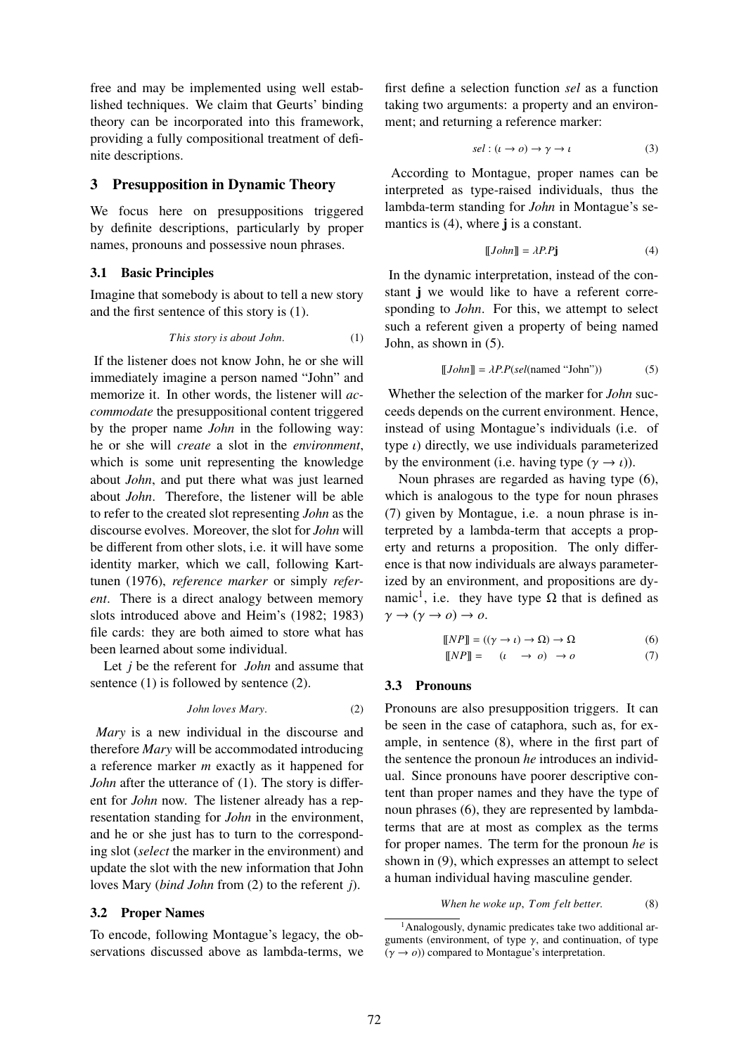free and may be implemented using well established techniques. We claim that Geurts' binding theory can be incorporated into this framework, providing a fully compositional treatment of definite descriptions.

## 3 Presupposition in Dynamic Theory

We focus here on presuppositions triggered by definite descriptions, particularly by proper names, pronouns and possessive noun phrases.

### 3.1 Basic Principles

Imagine that somebody is about to tell a new story and the first sentence of this story is (1).

$$\textit{This story is about John.} \tag{1}$$

If the listener does not know John, he or she will immediately imagine a person named "John" and memorize it. In other words, the listener will *accommodate* the presuppositional content triggered by the proper name *John* in the following way: he or she will *create* a slot in the *environment*, which is some unit representing the knowledge about *John*, and put there what was just learned about *John*. Therefore, the listener will be able to refer to the created slot representing *John* as the discourse evolves. Moreover, the slot for *John* will be different from other slots, i.e. it will have some identity marker, which we call, following Karttunen (1976), *reference marker* or simply *referent*. There is a direct analogy between memory slots introduced above and Heim's (1982; 1983) file cards: they are both aimed to store what has been learned about some individual.

Let *j* be the referent for *John* and assume that sentence (1) is followed by sentence (2).

$$\textit{John loves Mary.} \tag{2}$$

*Mary* is a new individual in the discourse and therefore *Mary* will be accommodated introducing a reference marker *m* exactly as it happened for *John* after the utterance of (1). The story is different for *John* now. The listener already has a representation standing for *John* in the environment, and he or she just has to turn to the corresponding slot (*select* the marker in the environment) and update the slot with the new information that John loves Mary (*bind John* from (2) to the referent *j*).

### 3.2 Proper Names

To encode, following Montague's legacy, the observations discussed above as lambda-terms, we first define a selection function *sel* as a function taking two arguments: a property and an environment; and returning a reference marker:

$$sel : (\iota \to o) \to \gamma \to \iota \tag{3}$$

According to Montague, proper names can be interpreted as type-raised individuals, thus the lambda-term standing for *John* in Montague's semantics is (4), where **j** is a constant.

$$[\![John]\!] = \lambda P.P\mathbf{j} \tag{4}$$

In the dynamic interpretation, instead of the constant **j** we would like to have a referent corresponding to *John*. For this, we attempt to select such a referent given a property of being named John, as shown in (5).

$$[\![John]\!] = \lambda P.P(sel(\text{named "John"})) \tag{5}$$

Whether the selection of the marker for *John* succeeds depends on the current environment. Hence, instead of using Montague's individuals (i.e. of type $\iota$) directly, we use individuals parameterized by the environment (i.e. having type $(\gamma \to \iota)$).

Noun phrases are regarded as having type (6), which is analogous to the type for noun phrases (7) given by Montague, i.e. a noun phrase is interpreted by a lambda-term that accepts a property and returns a proposition. The only difference is that now individuals are always parameterized by an environment, and propositions are dynamic[1], i.e. they have type $\Omega$ that is defined as $\gamma \to (\gamma \to o) \to o$.

$$[\![NP]\!] = ((\gamma \to \iota) \to \Omega) \to \Omega \tag{6}$$

$$[\![NP]\!] = \quad (\iota \quad \to o) \to o \tag{7}$$

### 3.3 Pronouns

Pronouns are also presupposition triggers. It can be seen in the case of cataphora, such as, for example, in sentence (8), where in the first part of the sentence the pronoun *he* introduces an individual. Since pronouns have poorer descriptive content than proper names and they have the type of noun phrases (6), they are represented by lambda-terms that are at most as complex as the terms for proper names. The term for the pronoun *he* is shown in (9), which expresses an attempt to select a human individual having masculine gender.

$$\textit{When he woke up, Tom felt better.} \tag{8}$$

[1] Analogously, dynamic predicates take two additional arguments (environment, of type $\gamma$, and continuation, of type $(\gamma \to o)$) compared to Montague's interpretation.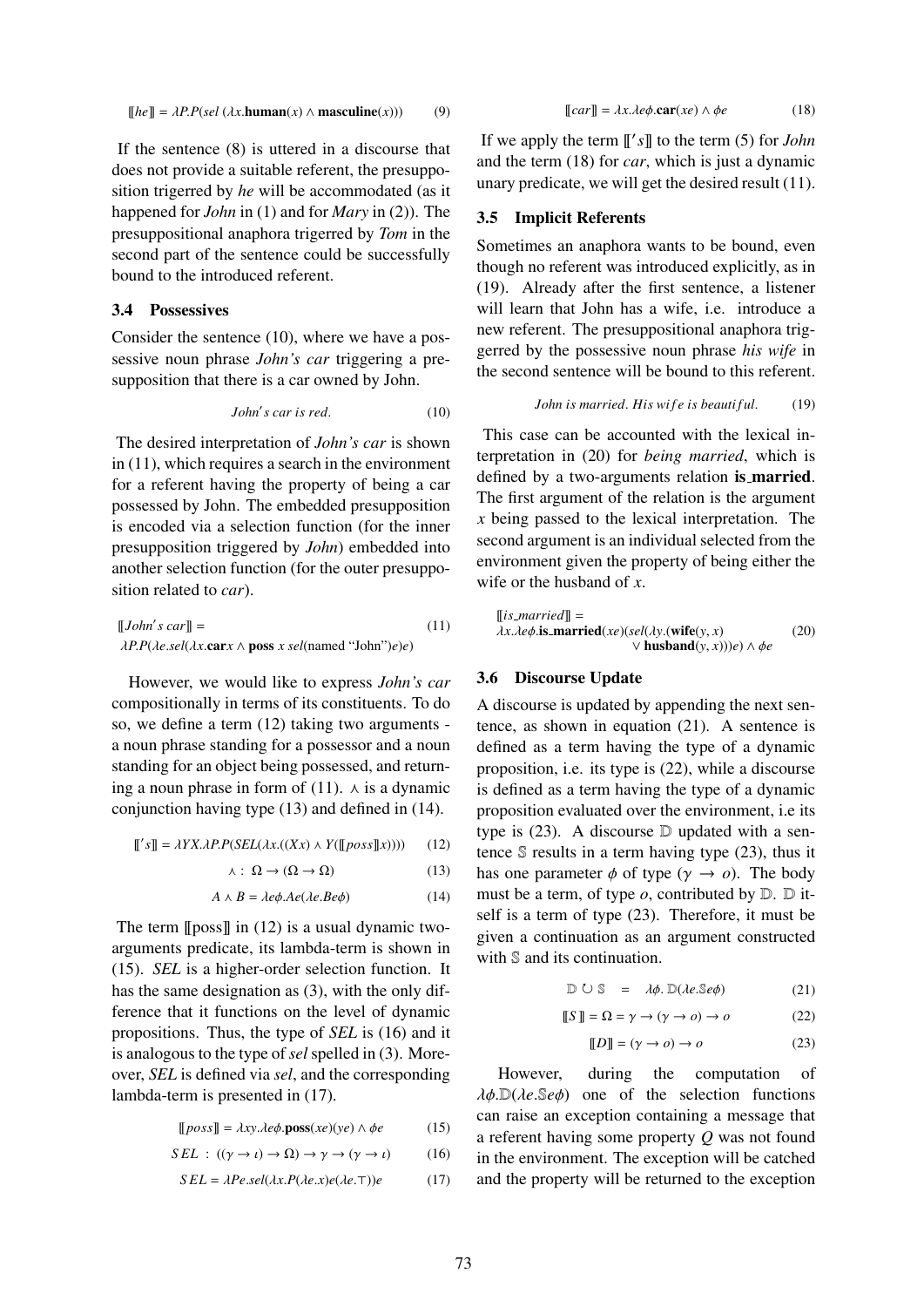$$[\![he]\!] = \lambda P.P(sel\ (\lambda x.\textbf{human}(x) \wedge \textbf{masculine}(x))) \quad (9)$$

If the sentence (8) is uttered in a discourse that does not provide a suitable referent, the presupposition trigerred by *he* will be accommodated (as it happened for *John* in (1) and for *Mary* in (2)). The presuppositional anaphora trigerred by *Tom* in the second part of the sentence could be successfully bound to the introduced referent.

### 3.4 Possessives

Consider the sentence (10), where we have a possessive noun phrase *John's car* triggering a presupposition that there is a car owned by John.

$$John's\ car\ is\ red. \quad (10)$$

The desired interpretation of *John's car* is shown in (11), which requires a search in the environment for a referent having the property of being a car possessed by John. The embedded presupposition is encoded via a selection function (for the inner presupposition triggered by *John*) embedded into another selection function (for the outer presupposition related to *car*).

$$[\![John's\ car]\!] = \lambda P.P(\lambda e.sel(\lambda x.\textbf{car}x \wedge \textbf{poss}\ x\ sel(\text{named "John"})e)e) \quad (11)$$

However, we would like to express *John's car* compositionally in terms of its constituents. To do so, we define a term (12) taking two arguments - a noun phrase standing for a possessor and a noun standing for an object being possessed, and returning a noun phrase in form of (11). $\wedge$ is a dynamic conjunction having type (13) and defined in (14).

$$[\![{}'s]\!] = \lambda YX.\lambda P.P(SEL(\lambda x.((Xx) \wedge Y([\![poss]\!]x)))) \quad (12)$$

$$\wedge : \Omega \to (\Omega \to \Omega) \quad (13)$$

$$A \wedge B = \lambda e\phi.Ae(\lambda e.Be\phi) \quad (14)$$

The term $[\![\text{poss}]\!]$ in (12) is a usual dynamic two-arguments predicate, its lambda-term is shown in (15). *SEL* is a higher-order selection function. It has the same designation as (3), with the only difference that it functions on the level of dynamic propositions. Thus, the type of *SEL* is (16) and it is analogous to the type of *sel* spelled in (3). Moreover, *SEL* is defined via *sel*, and the corresponding lambda-term is presented in (17).

$$[\![poss]\!] = \lambda xy.\lambda e\phi.\textbf{poss}(xe)(ye) \wedge \phi e \quad (15)$$

$$SEL : ((\gamma \to \iota) \to \Omega) \to \gamma \to (\gamma \to \iota) \quad (16)$$

$$SEL = \lambda Pe.sel(\lambda x.P(\lambda e.x)e(\lambda e.\top))e \quad (17)$$

$$[\![car]\!] = \lambda x.\lambda e\phi.\textbf{car}(xe) \wedge \phi e \quad (18)$$

If we apply the term $[\![{}'s]\!]$ to the term (5) for *John* and the term (18) for *car*, which is just a dynamic unary predicate, we will get the desired result (11).

### 3.5 Implicit Referents

Sometimes an anaphora wants to be bound, even though no referent was introduced explicitly, as in (19). Already after the first sentence, a listener will learn that John has a wife, i.e. introduce a new referent. The presuppositional anaphora triggerred by the possessive noun phrase *his wife* in the second sentence will be bound to this referent.

$$John\ is\ married.\ His\ wife\ is\ beautiful. \quad (19)$$

This case can be accounted with the lexical interpretation in (20) for *being married*, which is defined by a two-arguments relation **is_married**. The first argument of the relation is the argument $x$ being passed to the lexical interpretation. The second argument is an individual selected from the environment given the property of being either the wife or the husband of $x$.

$$[\![is\_married]\!] = \lambda x.\lambda e\phi.\textbf{is\_married}(xe)(sel(\lambda y.(\textbf{wife}(y,x) \vee \textbf{husband}(y,x)))e) \wedge \phi e \quad (20)$$

### 3.6 Discourse Update

A discourse is updated by appending the next sentence, as shown in equation (21). A sentence is defined as a term having the type of a dynamic proposition, i.e. its type is (22), while a discourse is defined as a term having the type of a dynamic proposition evaluated over the environment, i.e its type is (23). A discourse $\mathbb{D}$ updated with a sentence $\mathbb{S}$ results in a term having type (23), thus it has one parameter $\phi$ of type $(\gamma \to o)$. The body must be a term, of type $o$, contributed by $\mathbb{D}$. $\mathbb{D}$ itself is a term of type (23). Therefore, it must be given a continuation as an argument constructed with $\mathbb{S}$ and its continuation.

$$\mathbb{D} \cup \mathbb{S} \quad = \quad \lambda\phi.\,\mathbb{D}(\lambda e.\mathbb{S}e\phi) \quad (21)$$

$$[\![S]\!] = \Omega = \gamma \to (\gamma \to o) \to o \quad (22)$$

$$[\![D]\!] = (\gamma \to o) \to o \quad (23)$$

However, during the computation of $\lambda\phi.\mathbb{D}(\lambda e.\mathbb{S}e\phi)$ one of the selection functions can raise an exception containing a message that a referent having some property $Q$ was not found in the environment. The exception will be catched and the property will be returned to the exception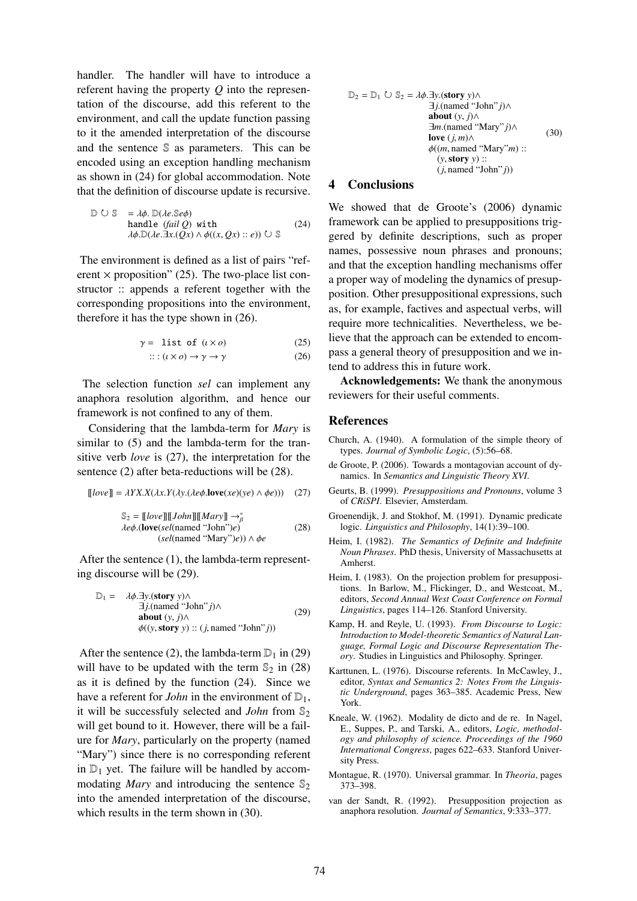handler. The handler will have to introduce a referent having the property $Q$ into the representation of the discourse, add this referent to the environment, and call the update function passing to it the amended interpretation of the discourse and the sentence $\mathbb{S}$ as parameters. This can be encoded using an exception handling mechanism as shown in (24) for global accommodation. Note that the definition of discourse update is recursive.

$$\begin{aligned} \mathbb{D} \cup \mathbb{S} \;\; &= \lambda\phi.\, \mathbb{D}(\lambda e.\mathbb{S}e\phi) \\ &\texttt{handle } (\textit{fail } Q) \texttt{ with} \\ &\lambda\phi.\mathbb{D}(\lambda e.\exists x.(Qx) \wedge \phi((x, Qx) :: e)) \cup \mathbb{S} \end{aligned} \tag{24}$$

The environment is defined as a list of pairs "referent × proposition" (25). The two-place list constructor :: appends a referent together with the corresponding propositions into the environment, therefore it has the type shown in (26).

$$\gamma = \texttt{ list of } (\iota \times o) \tag{25}$$

$$:: : (\iota \times o) \to \gamma \to \gamma \tag{26}$$

The selection function *sel* can implement any anaphora resolution algorithm, and hence our framework is not confined to any of them.

Considering that the lambda-term for *Mary* is similar to (5) and the lambda-term for the transitive verb *love* is (27), the interpretation for the sentence (2) after beta-reductions will be (28).

$$[\![love]\!] = \lambda YX.X(\lambda x.Y(\lambda y.(\lambda e\phi.\mathbf{love}(xe)(ye) \wedge \phi e))) \tag{27}$$

$$\begin{aligned} \mathbb{S}_2 &= [\![love]\!][\![John]\!][\![Mary]\!] \to^*_\beta \\ &\lambda e\phi.(\mathbf{love}(sel(\text{named "John"})e) \\ &\quad (sel(\text{named "Mary"})e)) \wedge \phi e \end{aligned} \tag{28}$$

After the sentence (1), the lambda-term representing discourse will be (29).

$$\begin{aligned} \mathbb{D}_1 = \;\; &\lambda\phi.\exists y.(\mathbf{story}\ y) \wedge \\ &\exists j.(\text{named "John"} j) \wedge \\ &\mathbf{about}\ (y, j) \wedge \\ &\phi((y, \mathbf{story}\ y) :: (j, \text{named "John"} j)) \end{aligned} \tag{29}$$

After the sentence (2), the lambda-term $\mathbb{D}_1$ in (29) will have to be updated with the term $\mathbb{S}_2$ in (28) as it is defined by the function (24). Since we have a referent for *John* in the environment of $\mathbb{D}_1$, it will be successfuly selected and *John* from $\mathbb{S}_2$ will get bound to it. However, there will be a failure for *Mary*, particularly on the property (named "Mary") since there is no corresponding referent in $\mathbb{D}_1$ yet. The failure will be handled by accommodating *Mary* and introducing the sentence $\mathbb{S}_2$ into the amended interpretation of the discourse, which results in the term shown in (30).

$$\begin{aligned} \mathbb{D}_2 = \mathbb{D}_1 \cup \mathbb{S}_2 = \;&\lambda\phi.\exists y.(\mathbf{story}\ y) \wedge \\ &\exists j.(\text{named "John"} j) \wedge \\ &\mathbf{about}\ (y, j) \wedge \\ &\exists m.(\text{named "Mary"} j) \wedge \\ &\mathbf{love}\ (j, m) \wedge \\ &\phi((m, \text{named "Mary"} m) :: \\ &\quad (y, \mathbf{story}\ y) :: \\ &\quad (j, \text{named "John"} j)) \end{aligned} \tag{30}$$

## 4 Conclusions

We showed that de Groote's (2006) dynamic framework can be applied to presuppositions triggered by definite descriptions, such as proper names, possessive noun phrases and pronouns; and that the exception handling mechanisms offer a proper way of modeling the dynamics of presupposition. Other presuppositional expressions, such as, for example, factives and aspectual verbs, will require more technicalities. Nevertheless, we believe that the approach can be extended to encompass a general theory of presupposition and we intend to address this in future work.

**Acknowledgements:** We thank the anonymous reviewers for their useful comments.

## References

Church, A. (1940). A formulation of the simple theory of types. *Journal of Symbolic Logic*, (5):56–68.

de Groote, P. (2006). Towards a montagovian account of dynamics. In *Semantics and Linguistic Theory XVI*.

Geurts, B. (1999). *Presuppositions and Pronouns*, volume 3 of *CRiSPI*. Elsevier, Amsterdam.

Groenendijk, J. and Stokhof, M. (1991). Dynamic predicate logic. *Linguistics and Philosophy*, 14(1):39–100.

Heim, I. (1982). *The Semantics of Definite and Indefinite Noun Phrases*. PhD thesis, University of Massachusetts at Amherst.

Heim, I. (1983). On the projection problem for presuppositions. In Barlow, M., Flickinger, D., and Westcoat, M., editors, *Second Annual West Coast Conference on Formal Linguistics*, pages 114–126. Stanford University.

Kamp, H. and Reyle, U. (1993). *From Discourse to Logic: Introduction to Model-theoretic Semantics of Natural Language, Formal Logic and Discourse Representation Theory*. Studies in Linguistics and Philosophy. Springer.

Karttunen, L. (1976). Discourse referents. In McCawley, J., editor, *Syntax and Semantics 2: Notes From the Linguistic Underground*, pages 363–385. Academic Press, New York.

Kneale, W. (1962). Modality de dicto and de re. In Nagel, E., Suppes, P., and Tarski, A., editors, *Logic, methodology and philosophy of science. Proceedings of the 1960 International Congress*, pages 622–633. Stanford University Press.

Montague, R. (1970). Universal grammar. In *Theoria*, pages 373–398.

van der Sandt, R. (1992). Presupposition projection as anaphora resolution. *Journal of Semantics*, 9:333–377.